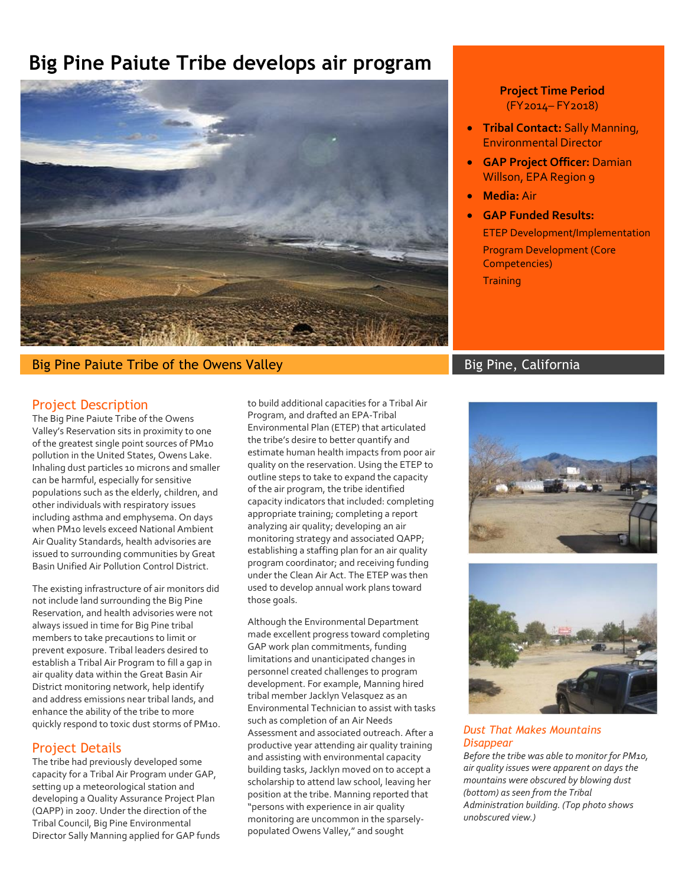# Big Pine Paiute Tribe develops air program

**Project Time Period**
(FY2014– FY2018)

- **Tribal Contact:** Sally Manning, Environmental Director
- **GAP Project Officer:** Damian Willson, EPA Region 9
- **Media:** Air
- **GAP Funded Results:**
  ETEP Development/Implementation
  Program Development (Core Competencies)
  Training

Big Pine Paiute Tribe of the Owens Valley

Big Pine, California

## Project Description

The Big Pine Paiute Tribe of the Owens Valley's Reservation sits in proximity to one of the greatest single point sources of PM10 pollution in the United States, Owens Lake. Inhaling dust particles 10 microns and smaller can be harmful, especially for sensitive populations such as the elderly, children, and other individuals with respiratory issues including asthma and emphysema. On days when PM10 levels exceed National Ambient Air Quality Standards, health advisories are issued to surrounding communities by Great Basin Unified Air Pollution Control District.

The existing infrastructure of air monitors did not include land surrounding the Big Pine Reservation, and health advisories were not always issued in time for Big Pine tribal members to take precautions to limit or prevent exposure. Tribal leaders desired to establish a Tribal Air Program to fill a gap in air quality data within the Great Basin Air District monitoring network, help identify and address emissions near tribal lands, and enhance the ability of the tribe to more quickly respond to toxic dust storms of PM10.

## Project Details

The tribe had previously developed some capacity for a Tribal Air Program under GAP, setting up a meteorological station and developing a Quality Assurance Project Plan (QAPP) in 2007. Under the direction of the Tribal Council, Big Pine Environmental Director Sally Manning applied for GAP funds to build additional capacities for a Tribal Air Program, and drafted an EPA-Tribal Environmental Plan (ETEP) that articulated the tribe's desire to better quantify and estimate human health impacts from poor air quality on the reservation. Using the ETEP to outline steps to take to expand the capacity of the air program, the tribe identified capacity indicators that included: completing appropriate training; completing a report analyzing air quality; developing an air monitoring strategy and associated QAPP; establishing a staffing plan for an air quality program coordinator; and receiving funding under the Clean Air Act. The ETEP was then used to develop annual work plans toward those goals.

Although the Environmental Department made excellent progress toward completing GAP work plan commitments, funding limitations and unanticipated changes in personnel created challenges to program development. For example, Manning hired tribal member Jacklyn Velasquez as an Environmental Technician to assist with tasks such as completion of an Air Needs Assessment and associated outreach. After a productive year attending air quality training and assisting with environmental capacity building tasks, Jacklyn moved on to accept a scholarship to attend law school, leaving her position at the tribe. Manning reported that "persons with experience in air quality monitoring are uncommon in the sparsely-populated Owens Valley," and sought

*Dust That Makes Mountains Disappear*

*Before the tribe was able to monitor for PM10, air quality issues were apparent on days the mountains were obscured by blowing dust (bottom) as seen from the Tribal Administration building. (Top photo shows unobscured view.)*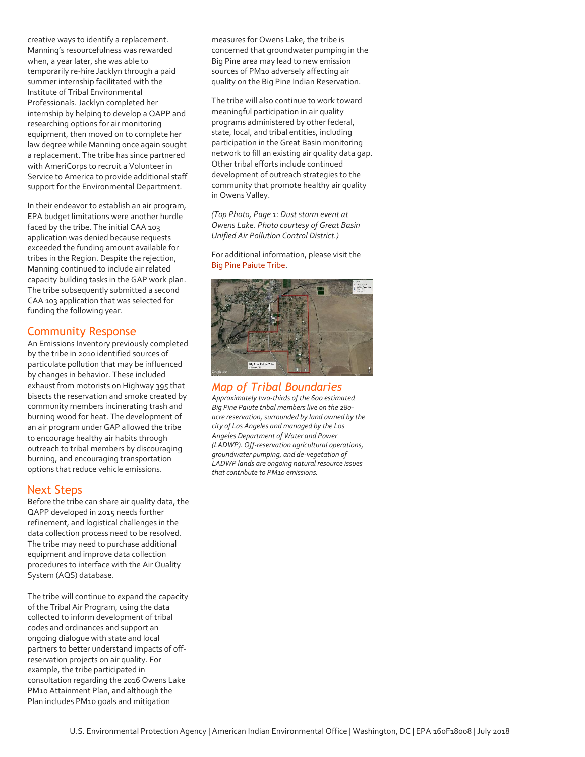creative ways to identify a replacement. Manning's resourcefulness was rewarded when, a year later, she was able to temporarily re-hire Jacklyn through a paid summer internship facilitated with the Institute of Tribal Environmental Professionals. Jacklyn completed her internship by helping to develop a QAPP and researching options for air monitoring equipment, then moved on to complete her law degree while Manning once again sought a replacement. The tribe has since partnered with AmeriCorps to recruit a Volunteer in Service to America to provide additional staff support for the Environmental Department.

In their endeavor to establish an air program, EPA budget limitations were another hurdle faced by the tribe. The initial CAA 103 application was denied because requests exceeded the funding amount available for tribes in the Region. Despite the rejection, Manning continued to include air related capacity building tasks in the GAP work plan. The tribe subsequently submitted a second CAA 103 application that was selected for funding the following year.

## Community Response

An Emissions Inventory previously completed by the tribe in 2010 identified sources of particulate pollution that may be influenced by changes in behavior. These included exhaust from motorists on Highway 395 that bisects the reservation and smoke created by community members incinerating trash and burning wood for heat. The development of an air program under GAP allowed the tribe to encourage healthy air habits through outreach to tribal members by discouraging burning, and encouraging transportation options that reduce vehicle emissions.

## Next Steps

Before the tribe can share air quality data, the QAPP developed in 2015 needs further refinement, and logistical challenges in the data collection process need to be resolved. The tribe may need to purchase additional equipment and improve data collection procedures to interface with the Air Quality System (AQS) database.

The tribe will continue to expand the capacity of the Tribal Air Program, using the data collected to inform development of tribal codes and ordinances and support an ongoing dialogue with state and local partners to better understand impacts of off-reservation projects on air quality. For example, the tribe participated in consultation regarding the 2016 Owens Lake PM10 Attainment Plan, and although the Plan includes PM10 goals and mitigation measures for Owens Lake, the tribe is concerned that groundwater pumping in the Big Pine area may lead to new emission sources of PM10 adversely affecting air quality on the Big Pine Indian Reservation.

The tribe will also continue to work toward meaningful participation in air quality programs administered by other federal, state, local, and tribal entities, including participation in the Great Basin monitoring network to fill an existing air quality data gap. Other tribal efforts include continued development of outreach strategies to the community that promote healthy air quality in Owens Valley.

*(Top Photo, Page 1: Dust storm event at Owens Lake. Photo courtesy of Great Basin Unified Air Pollution Control District.)*

For additional information, please visit the [Big Pine Paiute Tribe](Big Pine Paiute Tribe).

## *Map of Tribal Boundaries*

*Approximately two-thirds of the 600 estimated Big Pine Paiute tribal members live on the 280-acre reservation, surrounded by land owned by the city of Los Angeles and managed by the Los Angeles Department of Water and Power (LADWP). Off-reservation agricultural operations, groundwater pumping, and de-vegetation of LADWP lands are ongoing natural resource issues that contribute to PM10 emissions.*